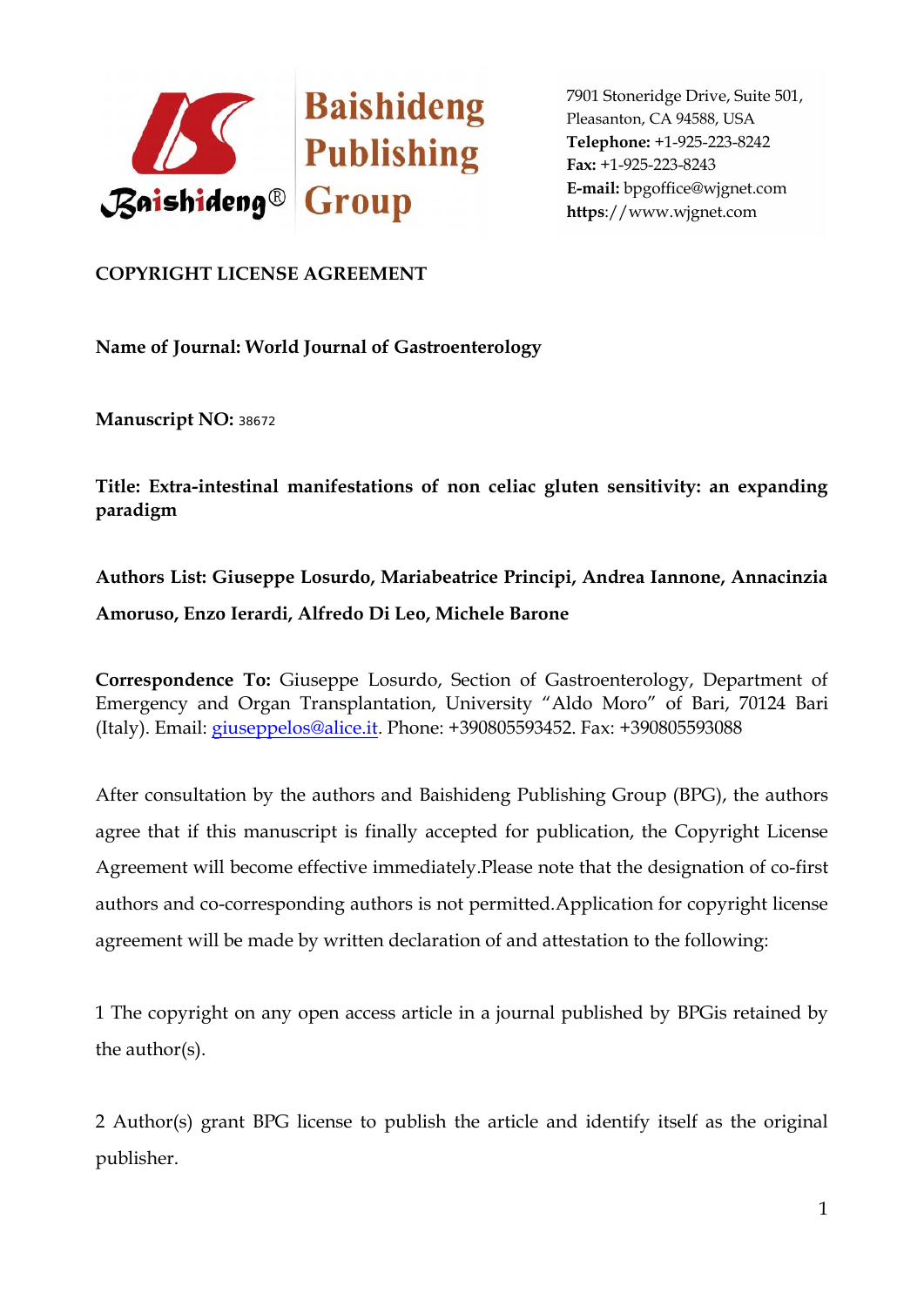Baishideng Publishing Group

7901 Stoneridge Drive, Suite 501,
Pleasanton, CA 94588, USA
**Telephone:** +1-925-223-8242
**Fax:** +1-925-223-8243
**E-mail:** bpgoffice@wjgnet.com
**https**://www.wjgnet.com

**COPYRIGHT LICENSE AGREEMENT**

**Name of Journal: World Journal of Gastroenterology**

**Manuscript NO:** 38672

**Title: Extra-intestinal manifestations of non celiac gluten sensitivity: an expanding paradigm**

**Authors List: Giuseppe Losurdo, Mariabeatrice Principi, Andrea Iannone, Annacinzia Amoruso, Enzo Ierardi, Alfredo Di Leo, Michele Barone**

**Correspondence To:** Giuseppe Losurdo, Section of Gastroenterology, Department of Emergency and Organ Transplantation, University "Aldo Moro" of Bari, 70124 Bari (Italy). Email: giuseppelos@alice.it. Phone: +390805593452. Fax: +390805593088

After consultation by the authors and Baishideng Publishing Group (BPG), the authors agree that if this manuscript is finally accepted for publication, the Copyright License Agreement will become effective immediately.Please note that the designation of co-first authors and co-corresponding authors is not permitted.Application for copyright license agreement will be made by written declaration of and attestation to the following:

1 The copyright on any open access article in a journal published by BPGis retained by the author(s).

2 Author(s) grant BPG license to publish the article and identify itself as the original publisher.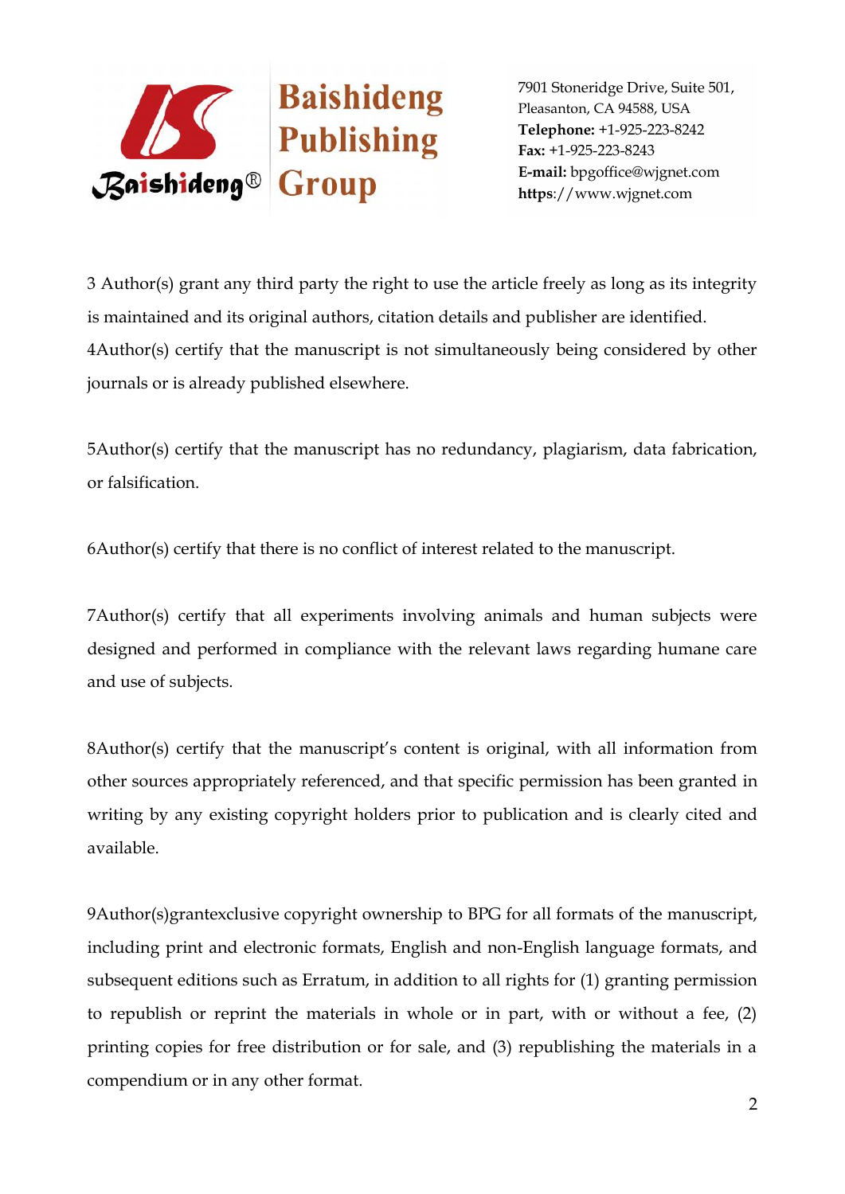3 Author(s) grant any third party the right to use the article freely as long as its integrity is maintained and its original authors, citation details and publisher are identified.

4Author(s) certify that the manuscript is not simultaneously being considered by other journals or is already published elsewhere.

5Author(s) certify that the manuscript has no redundancy, plagiarism, data fabrication, or falsification.

6Author(s) certify that there is no conflict of interest related to the manuscript.

7Author(s) certify that all experiments involving animals and human subjects were designed and performed in compliance with the relevant laws regarding humane care and use of subjects.

8Author(s) certify that the manuscript's content is original, with all information from other sources appropriately referenced, and that specific permission has been granted in writing by any existing copyright holders prior to publication and is clearly cited and available.

9Author(s)grantexclusive copyright ownership to BPG for all formats of the manuscript, including print and electronic formats, English and non-English language formats, and subsequent editions such as Erratum, in addition to all rights for (1) granting permission to republish or reprint the materials in whole or in part, with or without a fee, (2) printing copies for free distribution or for sale, and (3) republishing the materials in a compendium or in any other format.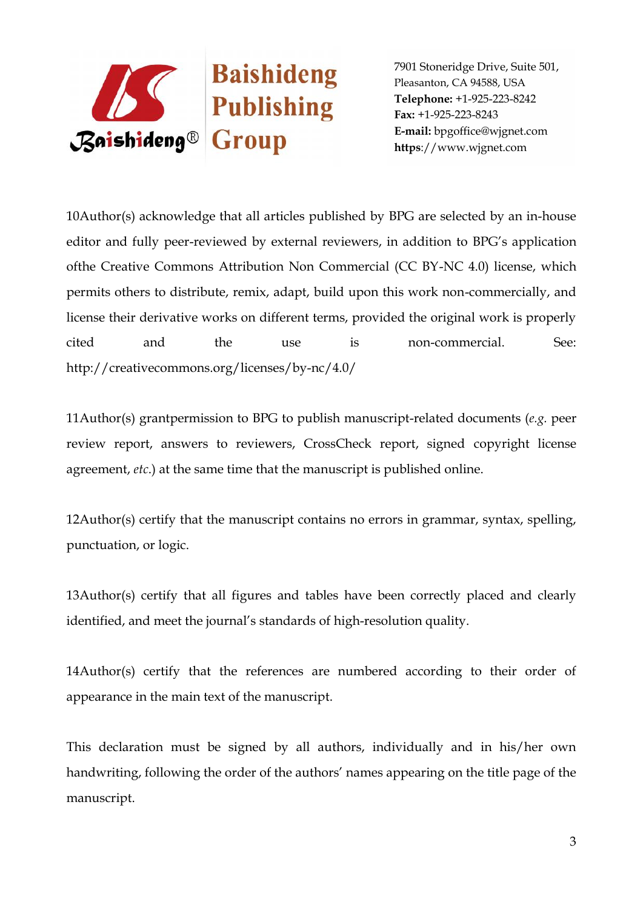10Author(s) acknowledge that all articles published by BPG are selected by an in-house editor and fully peer-reviewed by external reviewers, in addition to BPG's application ofthe Creative Commons Attribution Non Commercial (CC BY-NC 4.0) license, which permits others to distribute, remix, adapt, build upon this work non-commercially, and license their derivative works on different terms, provided the original work is properly cited and the use is non-commercial. See: http://creativecommons.org/licenses/by-nc/4.0/

11Author(s) grantpermission to BPG to publish manuscript-related documents (*e.g.* peer review report, answers to reviewers, CrossCheck report, signed copyright license agreement, *etc.*) at the same time that the manuscript is published online.

12Author(s) certify that the manuscript contains no errors in grammar, syntax, spelling, punctuation, or logic.

13Author(s) certify that all figures and tables have been correctly placed and clearly identified, and meet the journal's standards of high-resolution quality.

14Author(s) certify that the references are numbered according to their order of appearance in the main text of the manuscript.

This declaration must be signed by all authors, individually and in his/her own handwriting, following the order of the authors' names appearing on the title page of the manuscript.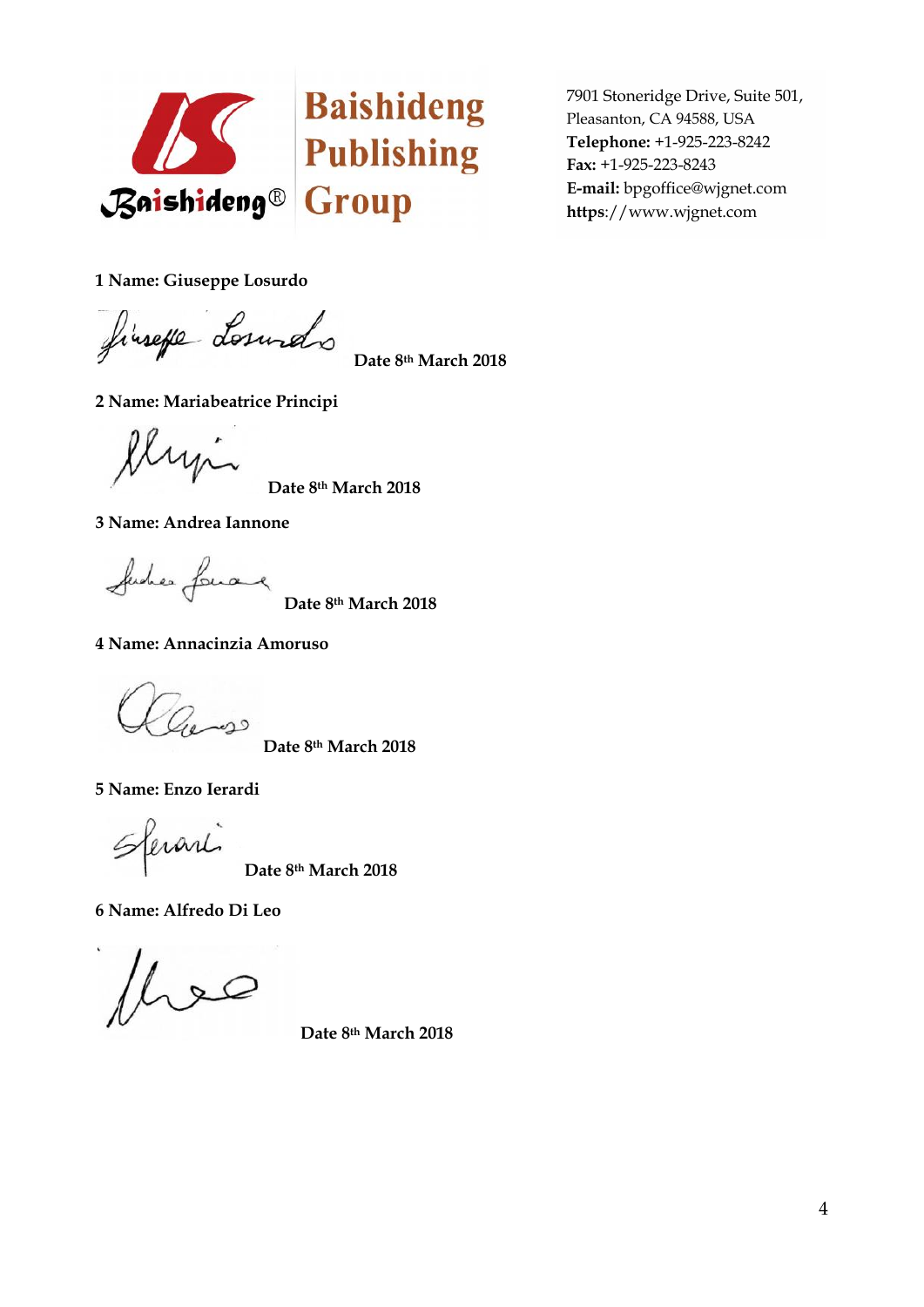Baishideng Publishing Group

7901 Stoneridge Drive, Suite 501,
Pleasanton, CA 94588, USA
**Telephone:** +1-925-223-8242
**Fax:** +1-925-223-8243
**E-mail:** bpgoffice@wjgnet.com
**https**://www.wjgnet.com

**1 Name: Giuseppe Losurdo**

**Date 8th March 2018**

**2 Name: Mariabeatrice Principi**

**Date 8th March 2018**

**3 Name: Andrea Iannone**

**Date 8th March 2018**

**4 Name: Annacinzia Amoruso**

**Date 8th March 2018**

**5 Name: Enzo Ierardi**

**Date 8th March 2018**

**6 Name: Alfredo Di Leo**

**Date 8th March 2018**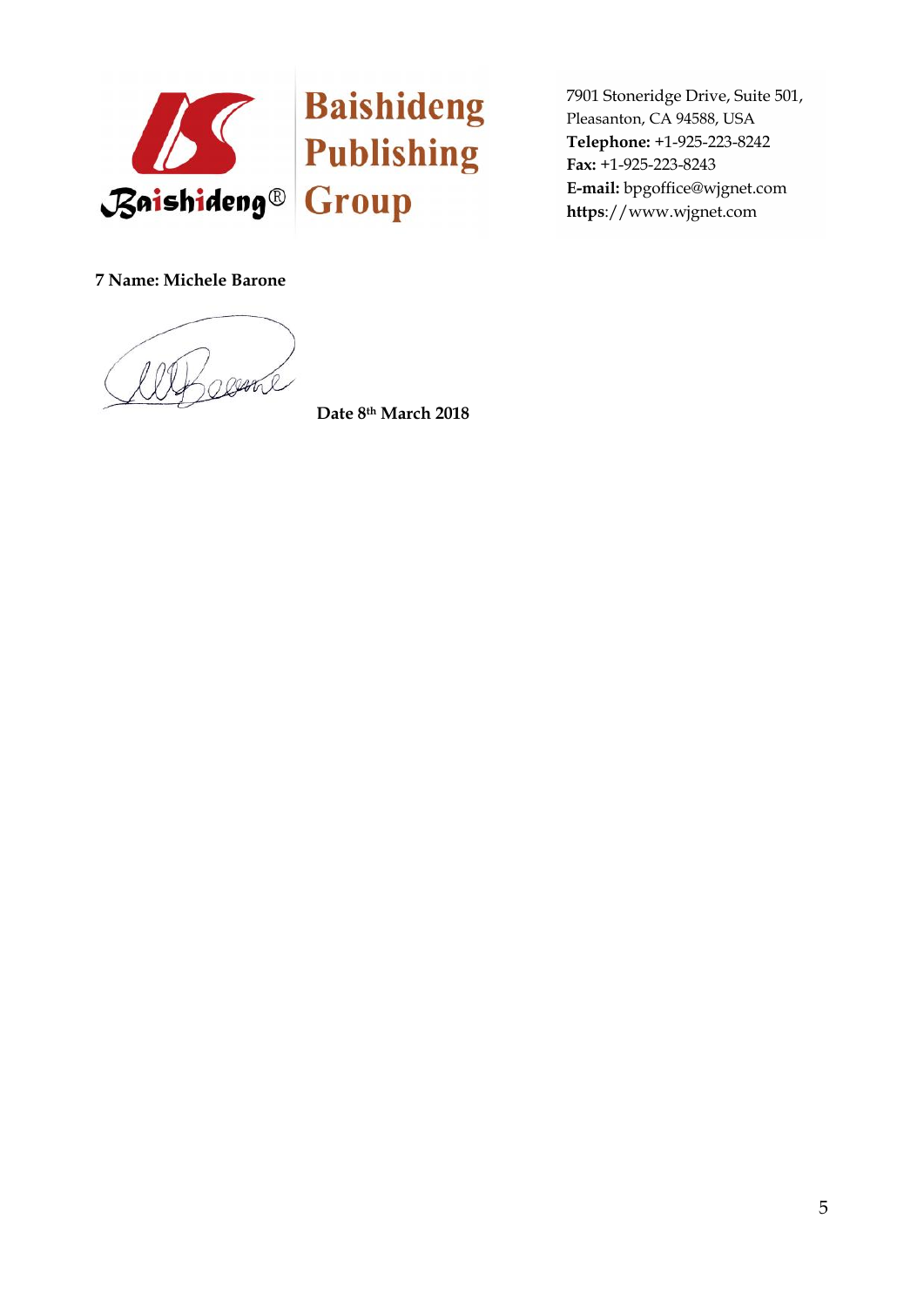**7 Name: Michele Barone**

**Date 8th March 2018**